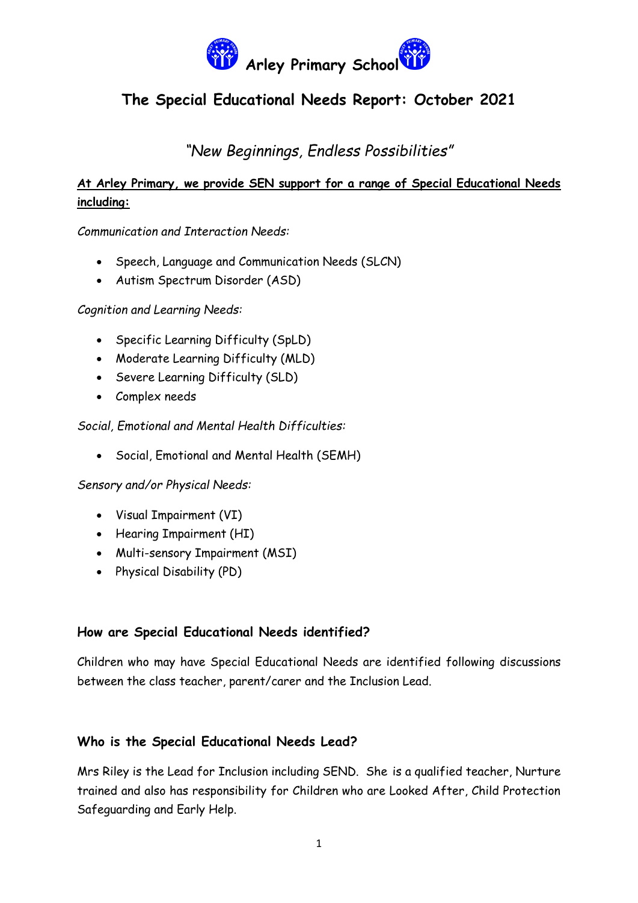# Arley Primary School

## The Special Educational Needs Report: October 2021

*"New Beginnings, Endless Possibilities"*

**At Arley Primary, we provide SEN support for a range of Special Educational Needs including:**

*Communication and Interaction Needs:*

- Speech, Language and Communication Needs (SLCN)
- Autism Spectrum Disorder (ASD)

*Cognition and Learning Needs:*

- Specific Learning Difficulty (SpLD)
- Moderate Learning Difficulty (MLD)
- Severe Learning Difficulty (SLD)
- Complex needs

*Social, Emotional and Mental Health Difficulties:*

- Social, Emotional and Mental Health (SEMH)

*Sensory and/or Physical Needs:*

- Visual Impairment (VI)
- Hearing Impairment (HI)
- Multi-sensory Impairment (MSI)
- Physical Disability (PD)

### How are Special Educational Needs identified?

Children who may have Special Educational Needs are identified following discussions between the class teacher, parent/carer and the Inclusion Lead.

### Who is the Special Educational Needs Lead?

Mrs Riley is the Lead for Inclusion including SEND. She is a qualified teacher, Nurture trained and also has responsibility for Children who are Looked After, Child Protection Safeguarding and Early Help.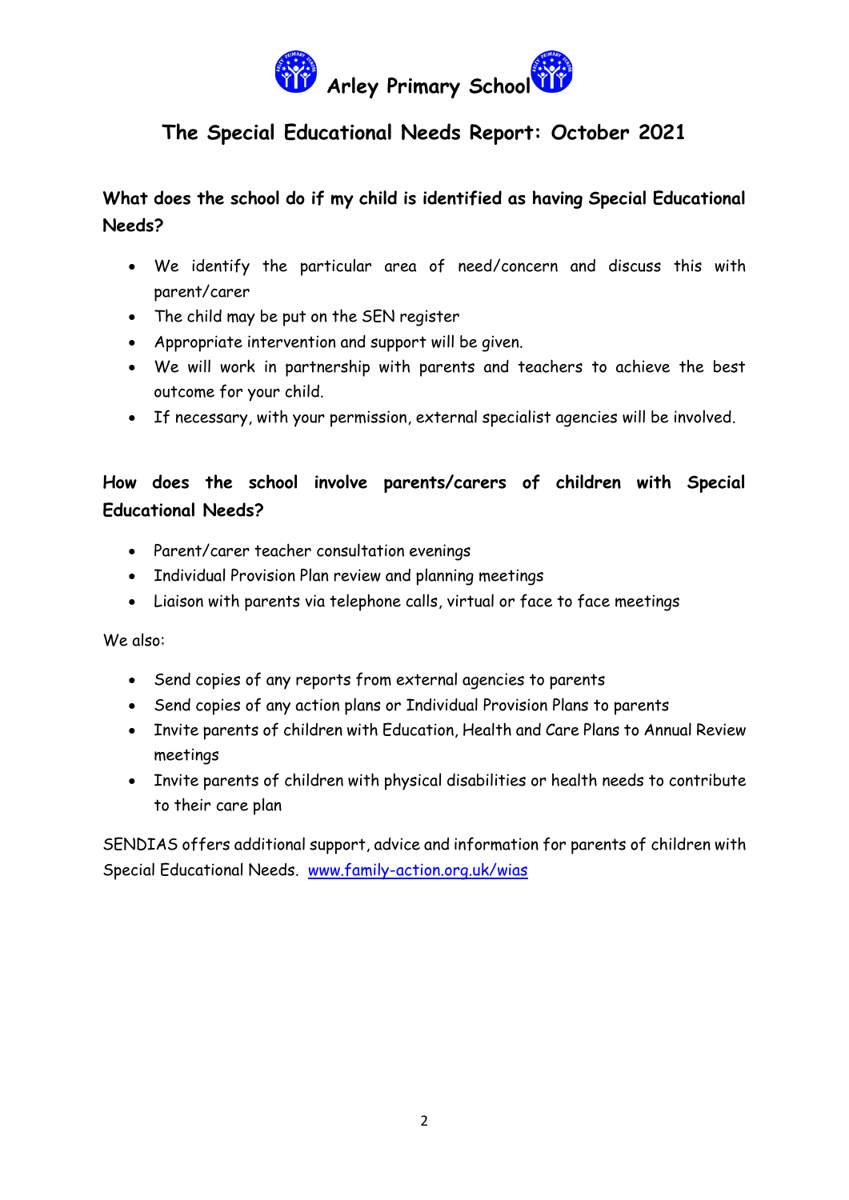# Arley Primary School

## The Special Educational Needs Report: October 2021

### What does the school do if my child is identified as having Special Educational Needs?

- We identify the particular area of need/concern and discuss this with parent/carer
- The child may be put on the SEN register
- Appropriate intervention and support will be given.
- We will work in partnership with parents and teachers to achieve the best outcome for your child.
- If necessary, with your permission, external specialist agencies will be involved.

### How does the school involve parents/carers of children with Special Educational Needs?

- Parent/carer teacher consultation evenings
- Individual Provision Plan review and planning meetings
- Liaison with parents via telephone calls, virtual or face to face meetings

We also:

- Send copies of any reports from external agencies to parents
- Send copies of any action plans or Individual Provision Plans to parents
- Invite parents of children with Education, Health and Care Plans to Annual Review meetings
- Invite parents of children with physical disabilities or health needs to contribute to their care plan

SENDIAS offers additional support, advice and information for parents of children with Special Educational Needs. [www.family-action.org.uk/wias](http://www.family-action.org.uk/wias)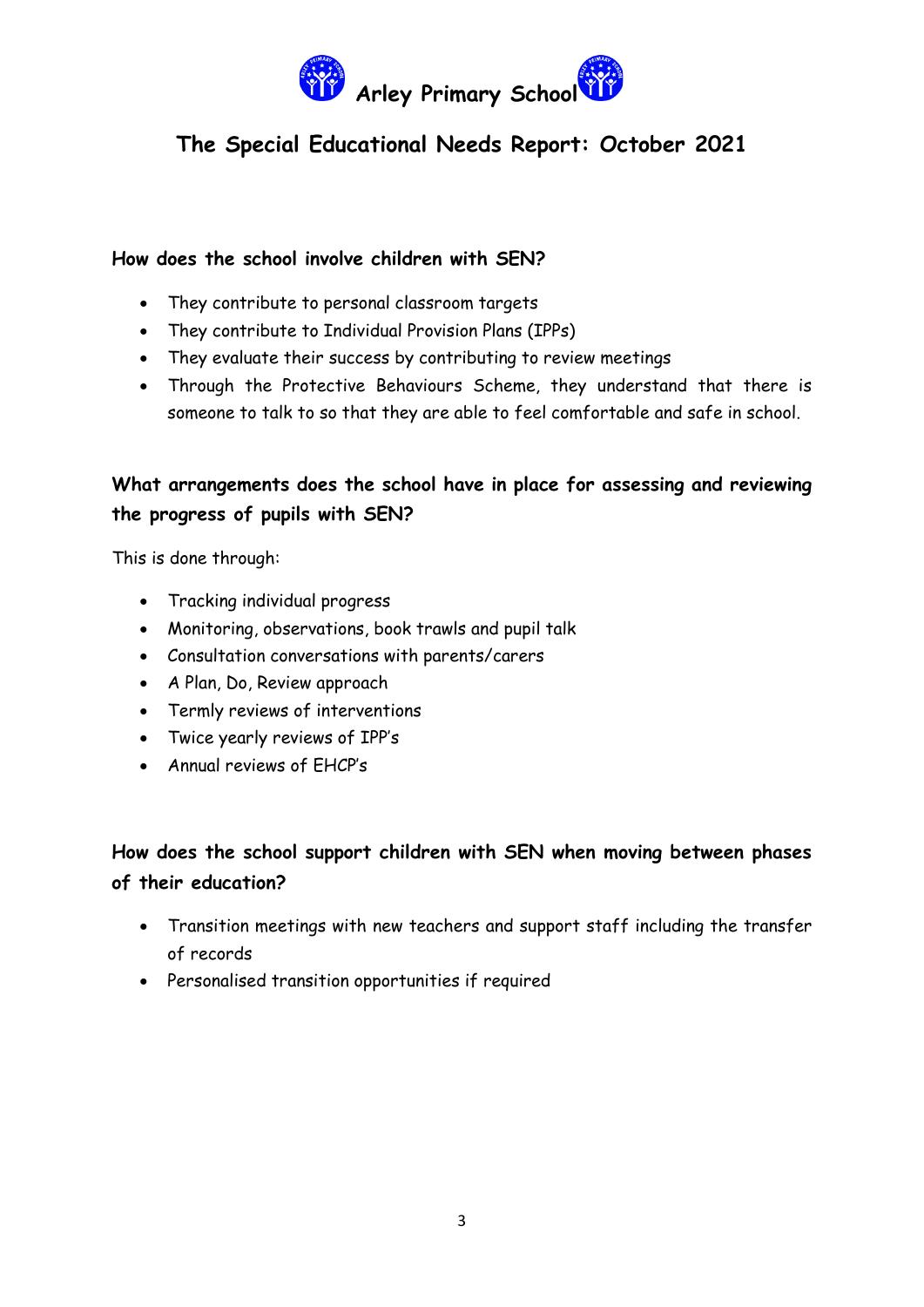# Arley Primary School

## The Special Educational Needs Report: October 2021

### How does the school involve children with SEN?

- They contribute to personal classroom targets
- They contribute to Individual Provision Plans (IPPs)
- They evaluate their success by contributing to review meetings
- Through the Protective Behaviours Scheme, they understand that there is someone to talk to so that they are able to feel comfortable and safe in school.

### What arrangements does the school have in place for assessing and reviewing the progress of pupils with SEN?

This is done through:

- Tracking individual progress
- Monitoring, observations, book trawls and pupil talk
- Consultation conversations with parents/carers
- A Plan, Do, Review approach
- Termly reviews of interventions
- Twice yearly reviews of IPP's
- Annual reviews of EHCP's

### How does the school support children with SEN when moving between phases of their education?

- Transition meetings with new teachers and support staff including the transfer of records
- Personalised transition opportunities if required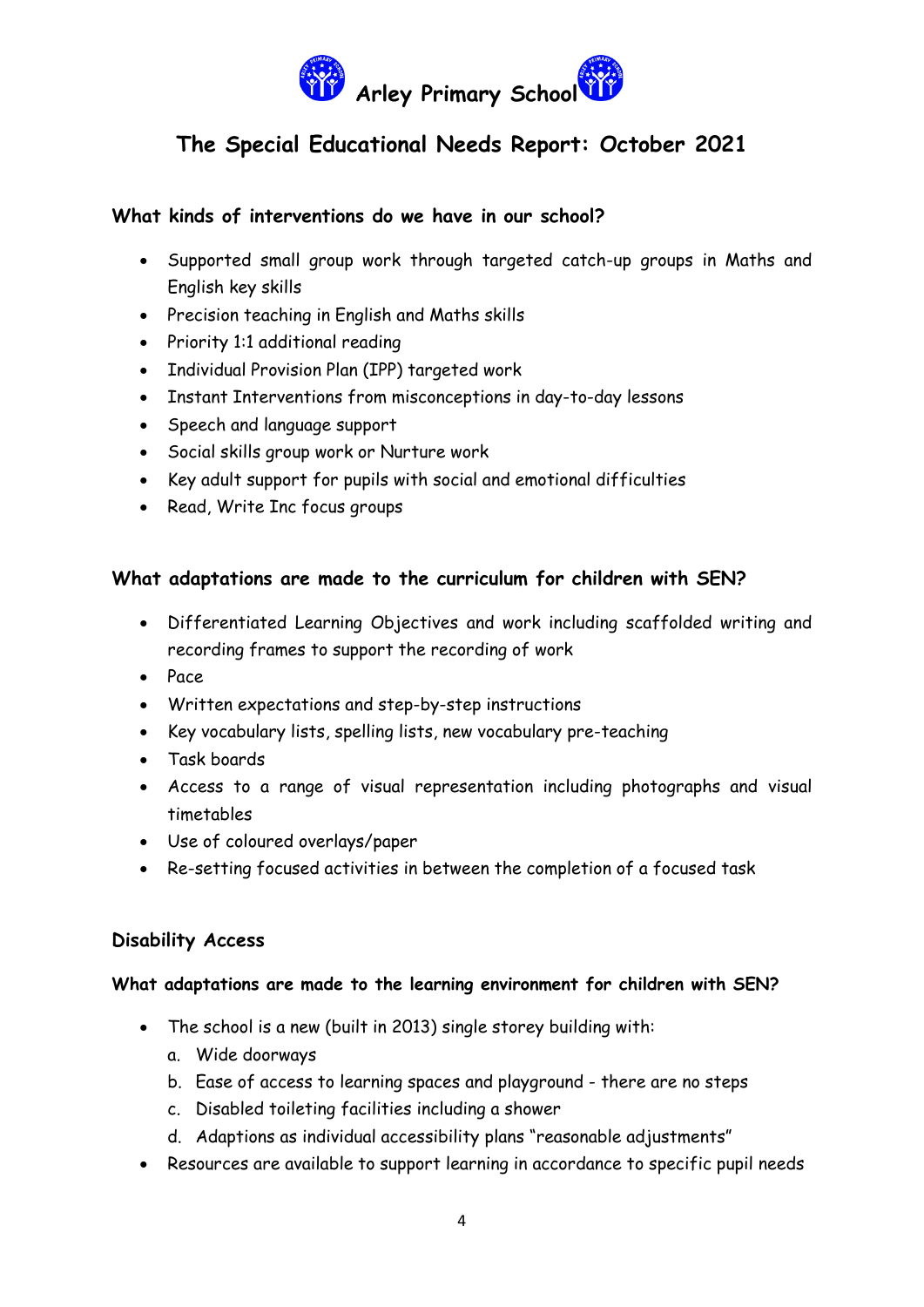# Arley Primary School

## The Special Educational Needs Report: October 2021

### What kinds of interventions do we have in our school?

- Supported small group work through targeted catch-up groups in Maths and English key skills
- Precision teaching in English and Maths skills
- Priority 1:1 additional reading
- Individual Provision Plan (IPP) targeted work
- Instant Interventions from misconceptions in day-to-day lessons
- Speech and language support
- Social skills group work or Nurture work
- Key adult support for pupils with social and emotional difficulties
- Read, Write Inc focus groups

### What adaptations are made to the curriculum for children with SEN?

- Differentiated Learning Objectives and work including scaffolded writing and recording frames to support the recording of work
- Pace
- Written expectations and step-by-step instructions
- Key vocabulary lists, spelling lists, new vocabulary pre-teaching
- Task boards
- Access to a range of visual representation including photographs and visual timetables
- Use of coloured overlays/paper
- Re-setting focused activities in between the completion of a focused task

### Disability Access

#### What adaptations are made to the learning environment for children with SEN?

- The school is a new (built in 2013) single storey building with:
  a. Wide doorways
  b. Ease of access to learning spaces and playground - there are no steps
  c. Disabled toileting facilities including a shower
  d. Adaptions as individual accessibility plans "reasonable adjustments"
- Resources are available to support learning in accordance to specific pupil needs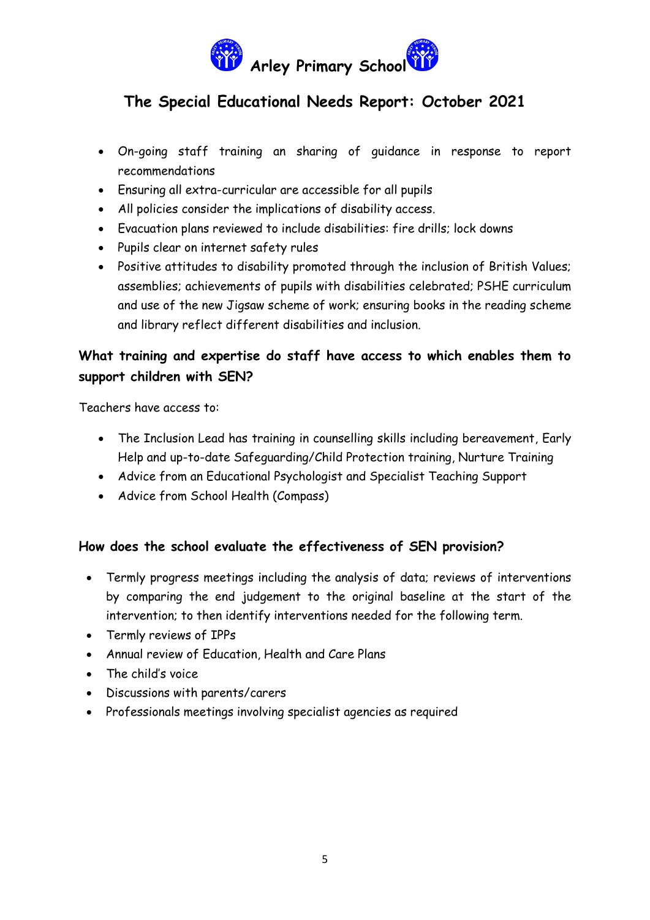- On-going staff training an sharing of guidance in response to report recommendations
- Ensuring all extra-curricular are accessible for all pupils
- All policies consider the implications of disability access.
- Evacuation plans reviewed to include disabilities: fire drills; lock downs
- Pupils clear on internet safety rules
- Positive attitudes to disability promoted through the inclusion of British Values; assemblies; achievements of pupils with disabilities celebrated; PSHE curriculum and use of the new Jigsaw scheme of work; ensuring books in the reading scheme and library reflect different disabilities and inclusion.

### What training and expertise do staff have access to which enables them to support children with SEN?

Teachers have access to:

- The Inclusion Lead has training in counselling skills including bereavement, Early Help and up-to-date Safeguarding/Child Protection training, Nurture Training
- Advice from an Educational Psychologist and Specialist Teaching Support
- Advice from School Health (Compass)

### How does the school evaluate the effectiveness of SEN provision?

- Termly progress meetings including the analysis of data; reviews of interventions by comparing the end judgement to the original baseline at the start of the intervention; to then identify interventions needed for the following term.
- Termly reviews of IPPs
- Annual review of Education, Health and Care Plans
- The child's voice
- Discussions with parents/carers
- Professionals meetings involving specialist agencies as required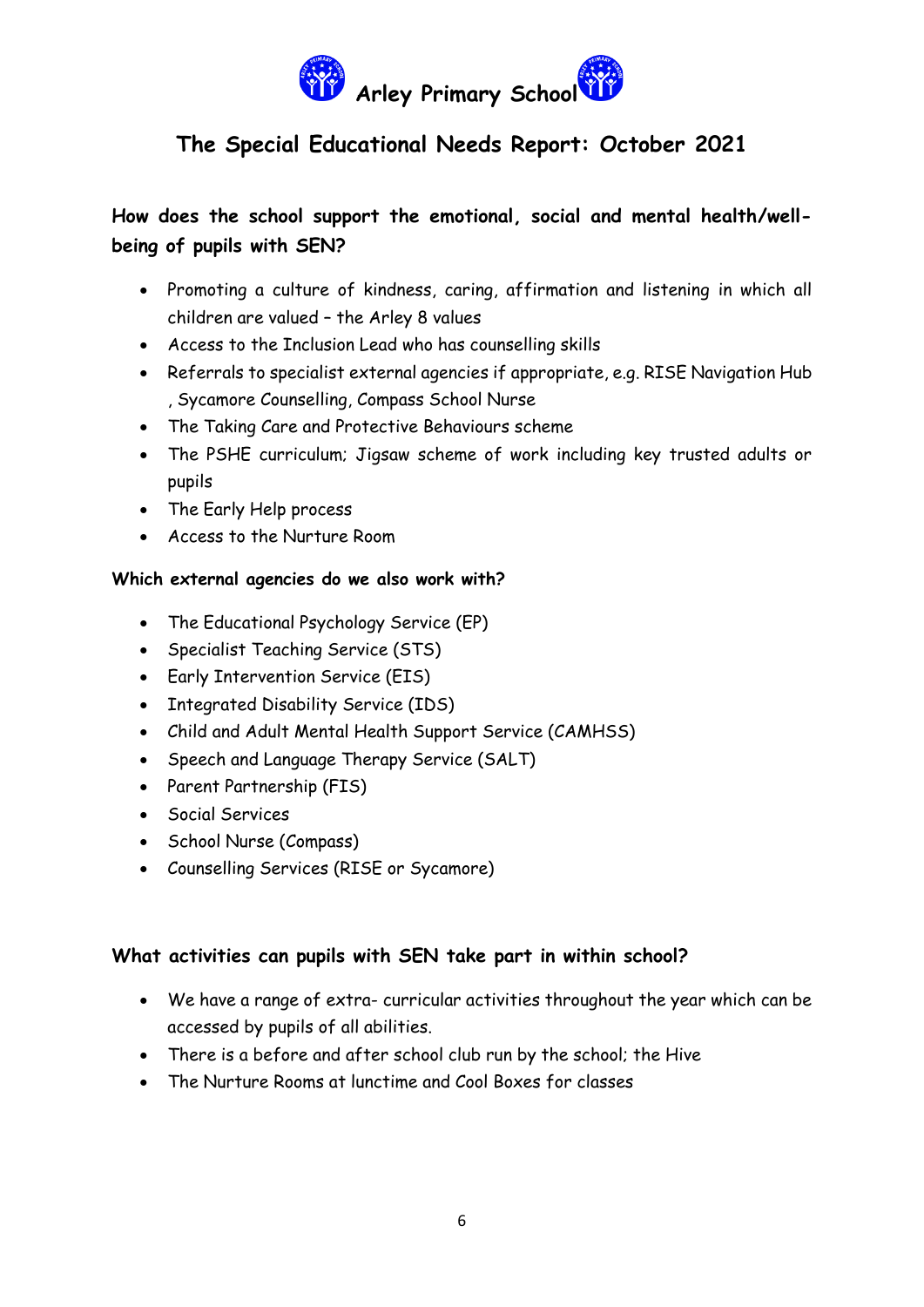# Arley Primary School

## The Special Educational Needs Report: October 2021

### How does the school support the emotional, social and mental health/well-being of pupils with SEN?

- Promoting a culture of kindness, caring, affirmation and listening in which all children are valued – the Arley 8 values
- Access to the Inclusion Lead who has counselling skills
- Referrals to specialist external agencies if appropriate, e.g. RISE Navigation Hub , Sycamore Counselling, Compass School Nurse
- The Taking Care and Protective Behaviours scheme
- The PSHE curriculum; Jigsaw scheme of work including key trusted adults or pupils
- The Early Help process
- Access to the Nurture Room

**Which external agencies do we also work with?**

- The Educational Psychology Service (EP)
- Specialist Teaching Service (STS)
- Early Intervention Service (EIS)
- Integrated Disability Service (IDS)
- Child and Adult Mental Health Support Service (CAMHSS)
- Speech and Language Therapy Service (SALT)
- Parent Partnership (FIS)
- Social Services
- School Nurse (Compass)
- Counselling Services (RISE or Sycamore)

### What activities can pupils with SEN take part in within school?

- We have a range of extra- curricular activities throughout the year which can be accessed by pupils of all abilities.
- There is a before and after school club run by the school; the Hive
- The Nurture Rooms at lunctime and Cool Boxes for classes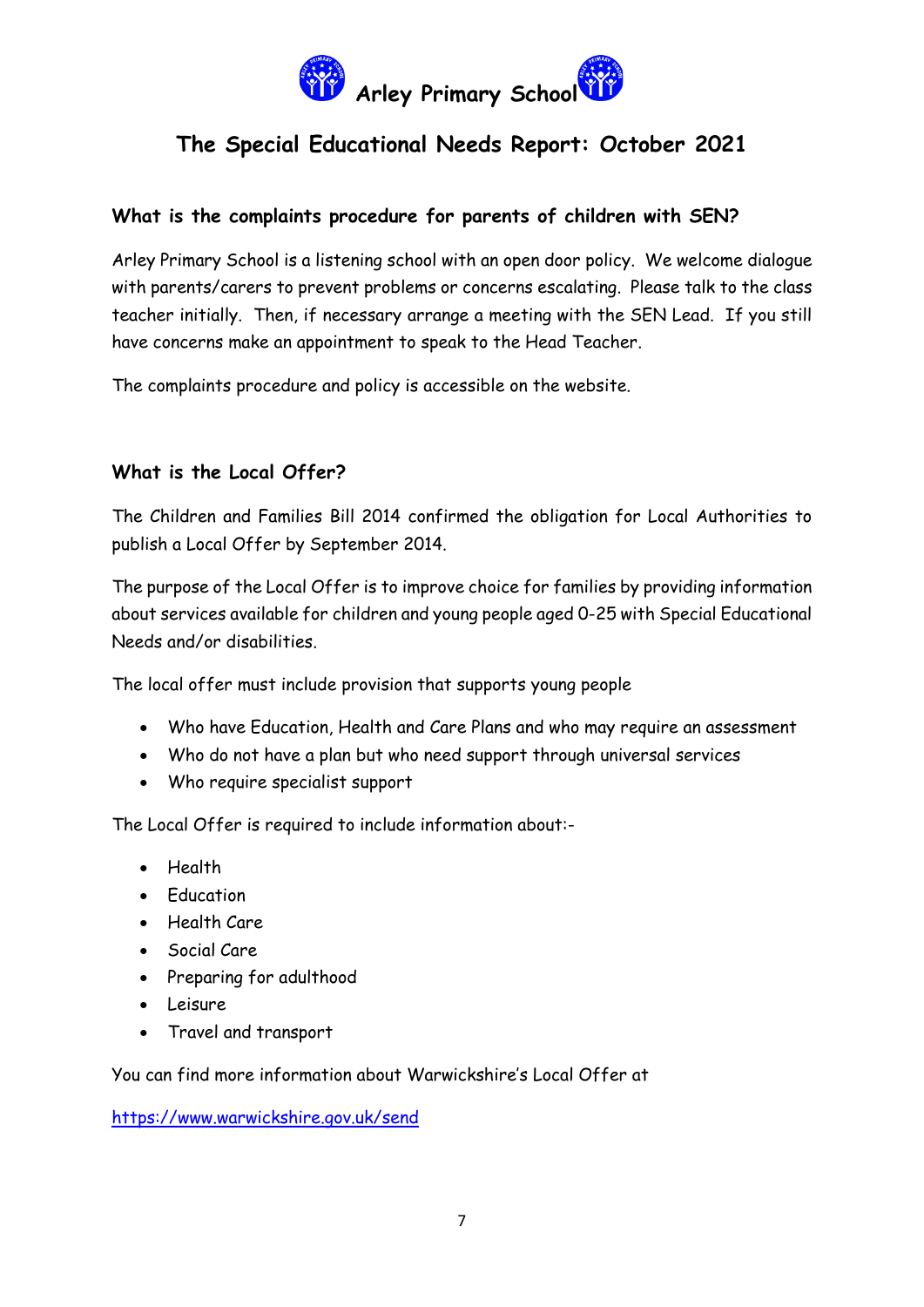# Arley Primary School

## The Special Educational Needs Report: October 2021

### What is the complaints procedure for parents of children with SEN?

Arley Primary School is a listening school with an open door policy. We welcome dialogue with parents/carers to prevent problems or concerns escalating. Please talk to the class teacher initially. Then, if necessary arrange a meeting with the SEN Lead. If you still have concerns make an appointment to speak to the Head Teacher.

The complaints procedure and policy is accessible on the website.

### What is the Local Offer?

The Children and Families Bill 2014 confirmed the obligation for Local Authorities to publish a Local Offer by September 2014.

The purpose of the Local Offer is to improve choice for families by providing information about services available for children and young people aged 0-25 with Special Educational Needs and/or disabilities.

The local offer must include provision that supports young people

- Who have Education, Health and Care Plans and who may require an assessment
- Who do not have a plan but who need support through universal services
- Who require specialist support

The Local Offer is required to include information about:-

- Health
- Education
- Health Care
- Social Care
- Preparing for adulthood
- Leisure
- Travel and transport

You can find more information about Warwickshire's Local Offer at

https://www.warwickshire.gov.uk/send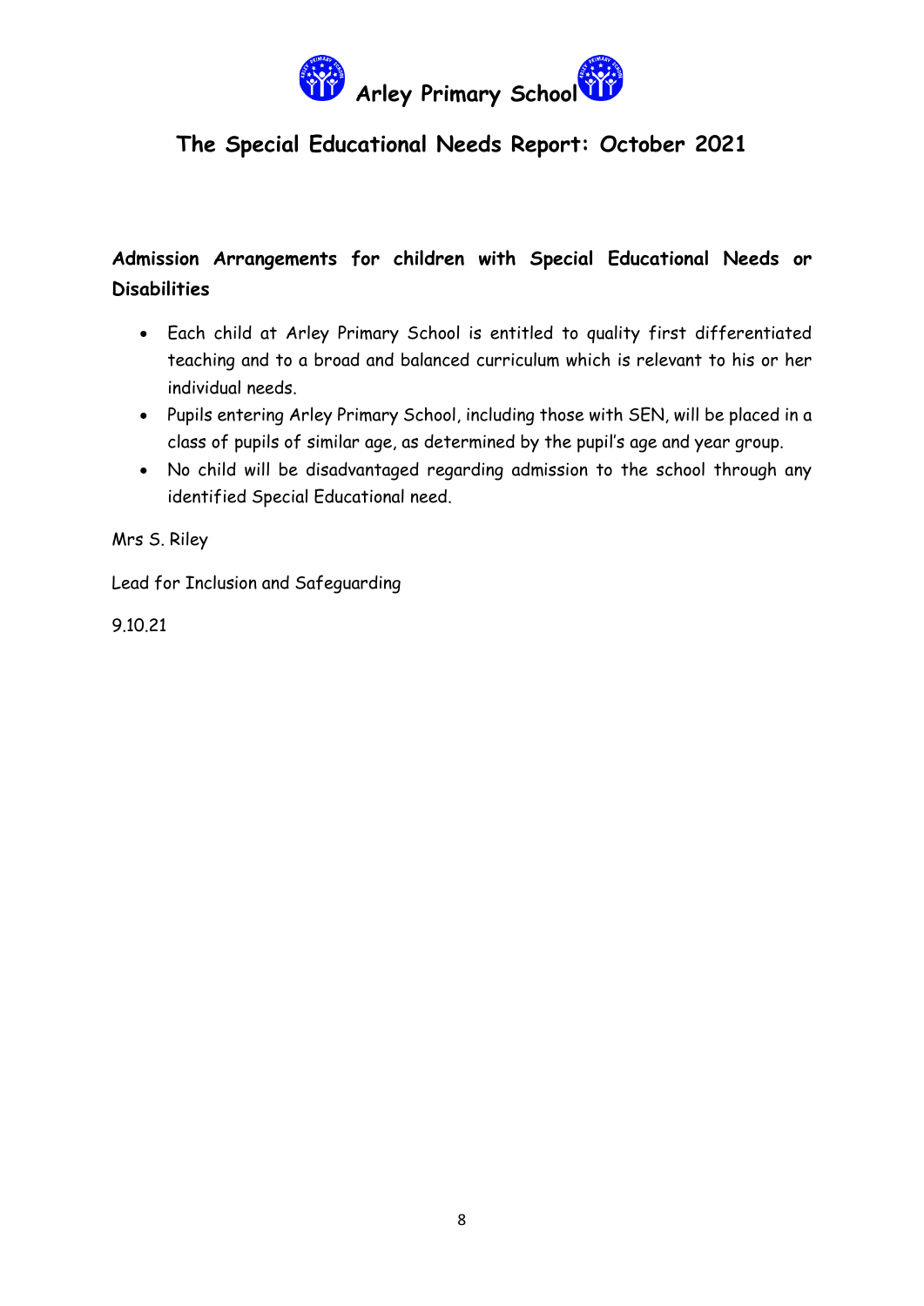# Arley Primary School

## The Special Educational Needs Report: October 2021

### Admission Arrangements for children with Special Educational Needs or Disabilities

- Each child at Arley Primary School is entitled to quality first differentiated teaching and to a broad and balanced curriculum which is relevant to his or her individual needs.
- Pupils entering Arley Primary School, including those with SEN, will be placed in a class of pupils of similar age, as determined by the pupil's age and year group.
- No child will be disadvantaged regarding admission to the school through any identified Special Educational need.

Mrs S. Riley

Lead for Inclusion and Safeguarding

9.10.21